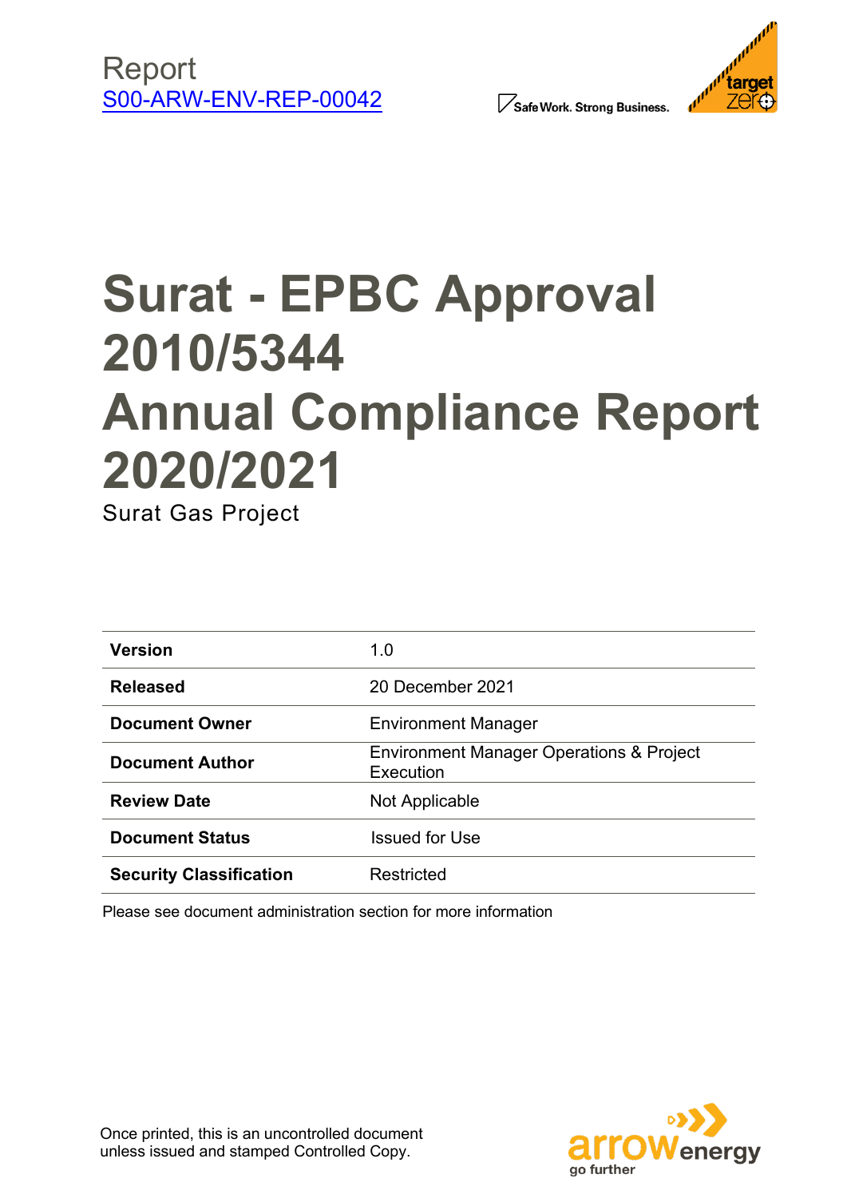Report
S00-ARW-ENV-REP-00042

Safe Work. Strong Business.

target zero

# Surat - EPBC Approval 2010/5344 Annual Compliance Report 2020/2021

Surat Gas Project

| | |
|---|---|
| **Version** | 1.0 |
| **Released** | 20 December 2021 |
| **Document Owner** | Environment Manager |
| **Document Author** | Environment Manager Operations & Project Execution |
| **Review Date** | Not Applicable |
| **Document Status** | Issued for Use |
| **Security Classification** | Restricted |

Please see document administration section for more information

Once printed, this is an uncontrolled document unless issued and stamped Controlled Copy.

arrow energy
go further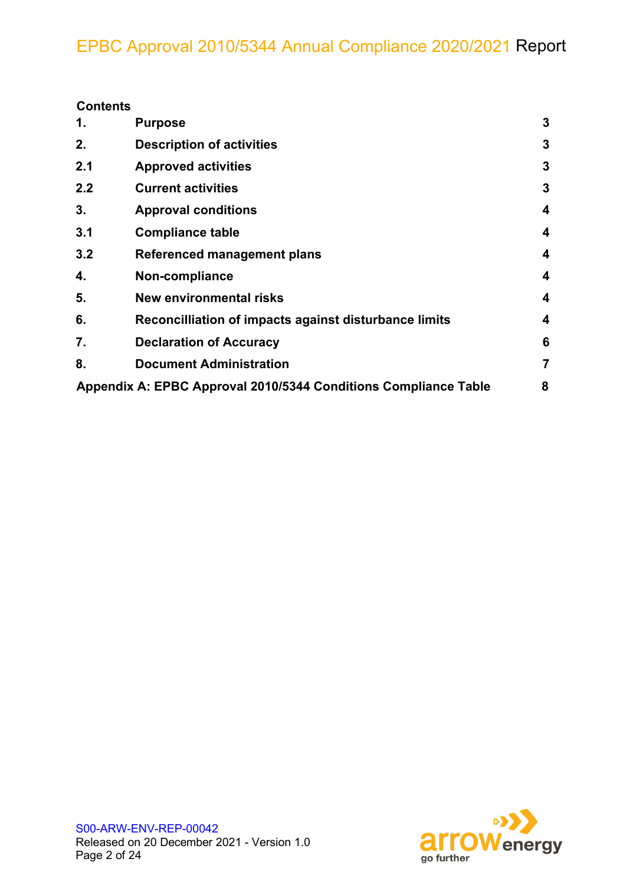**Contents**

| | | |
|---|---|---|
| 1. | Purpose | 3 |
| 2. | Description of activities | 3 |
| 2.1 | Approved activities | 3 |
| 2.2 | Current activities | 3 |
| 3. | Approval conditions | 4 |
| 3.1 | Compliance table | 4 |
| 3.2 | Referenced management plans | 4 |
| 4. | Non-compliance | 4 |
| 5. | New environmental risks | 4 |
| 6. | Reconcilliation of impacts against disturbance limits | 4 |
| 7. | Declaration of Accuracy | 6 |
| 8. | Document Administration | 7 |
| Appendix A: EPBC Approval 2010/5344 Conditions Compliance Table | | 8 |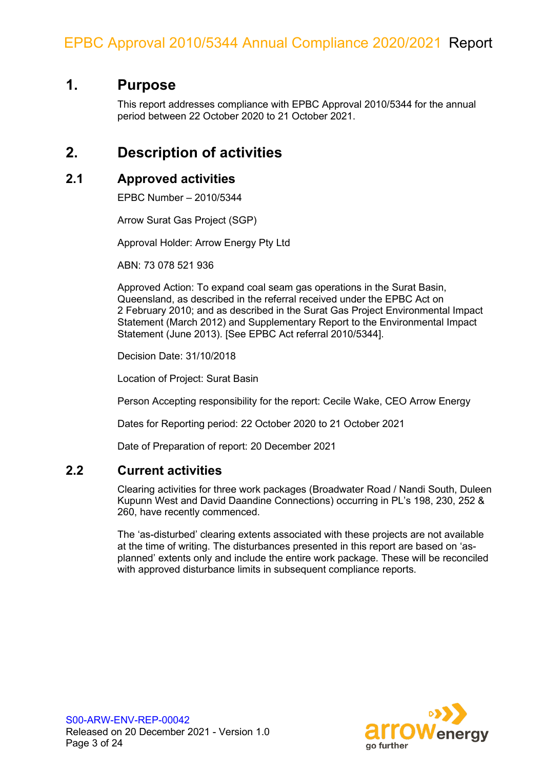# 1. Purpose

This report addresses compliance with EPBC Approval 2010/5344 for the annual period between 22 October 2020 to 21 October 2021.

# 2. Description of activities

## 2.1 Approved activities

EPBC Number – 2010/5344

Arrow Surat Gas Project (SGP)

Approval Holder: Arrow Energy Pty Ltd

ABN: 73 078 521 936

Approved Action: To expand coal seam gas operations in the Surat Basin, Queensland, as described in the referral received under the EPBC Act on 2 February 2010; and as described in the Surat Gas Project Environmental Impact Statement (March 2012) and Supplementary Report to the Environmental Impact Statement (June 2013). [See EPBC Act referral 2010/5344].

Decision Date: 31/10/2018

Location of Project: Surat Basin

Person Accepting responsibility for the report: Cecile Wake, CEO Arrow Energy

Dates for Reporting period: 22 October 2020 to 21 October 2021

Date of Preparation of report: 20 December 2021

## 2.2 Current activities

Clearing activities for three work packages (Broadwater Road / Nandi South, Duleen Kupunn West and David Daandine Connections) occurring in PL's 198, 230, 252 & 260, have recently commenced.

The 'as-disturbed' clearing extents associated with these projects are not available at the time of writing. The disturbances presented in this report are based on 'as-planned' extents only and include the entire work package. These will be reconciled with approved disturbance limits in subsequent compliance reports.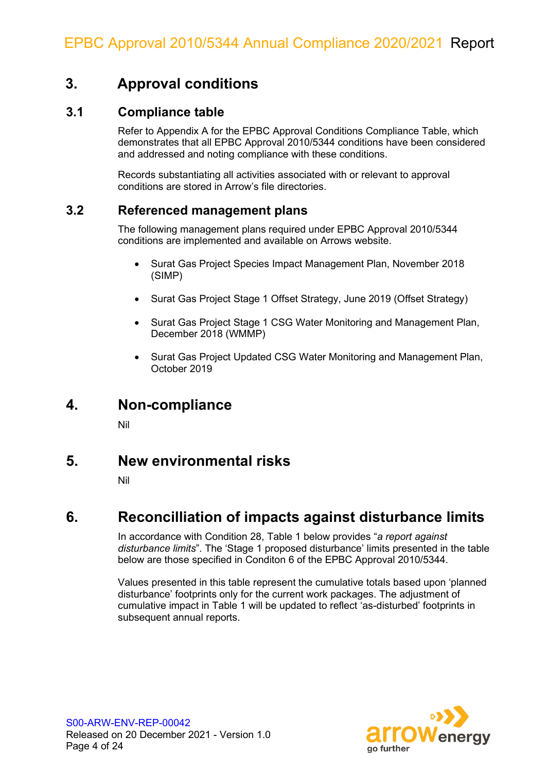# 3. Approval conditions

## 3.1 Compliance table

Refer to Appendix A for the EPBC Approval Conditions Compliance Table, which demonstrates that all EPBC Approval 2010/5344 conditions have been considered and addressed and noting compliance with these conditions.

Records substantiating all activities associated with or relevant to approval conditions are stored in Arrow's file directories.

## 3.2 Referenced management plans

The following management plans required under EPBC Approval 2010/5344 conditions are implemented and available on Arrows website.

- Surat Gas Project Species Impact Management Plan, November 2018 (SIMP)
- Surat Gas Project Stage 1 Offset Strategy, June 2019 (Offset Strategy)
- Surat Gas Project Stage 1 CSG Water Monitoring and Management Plan, December 2018 (WMMP)
- Surat Gas Project Updated CSG Water Monitoring and Management Plan, October 2019

# 4. Non-compliance

Nil

# 5. New environmental risks

Nil

# 6. Reconcilliation of impacts against disturbance limits

In accordance with Condition 28, Table 1 below provides "*a report against disturbance limits*". The 'Stage 1 proposed disturbance' limits presented in the table below are those specified in Conditon 6 of the EPBC Approval 2010/5344.

Values presented in this table represent the cumulative totals based upon 'planned disturbance' footprints only for the current work packages. The adjustment of cumulative impact in Table 1 will be updated to reflect 'as-disturbed' footprints in subsequent annual reports.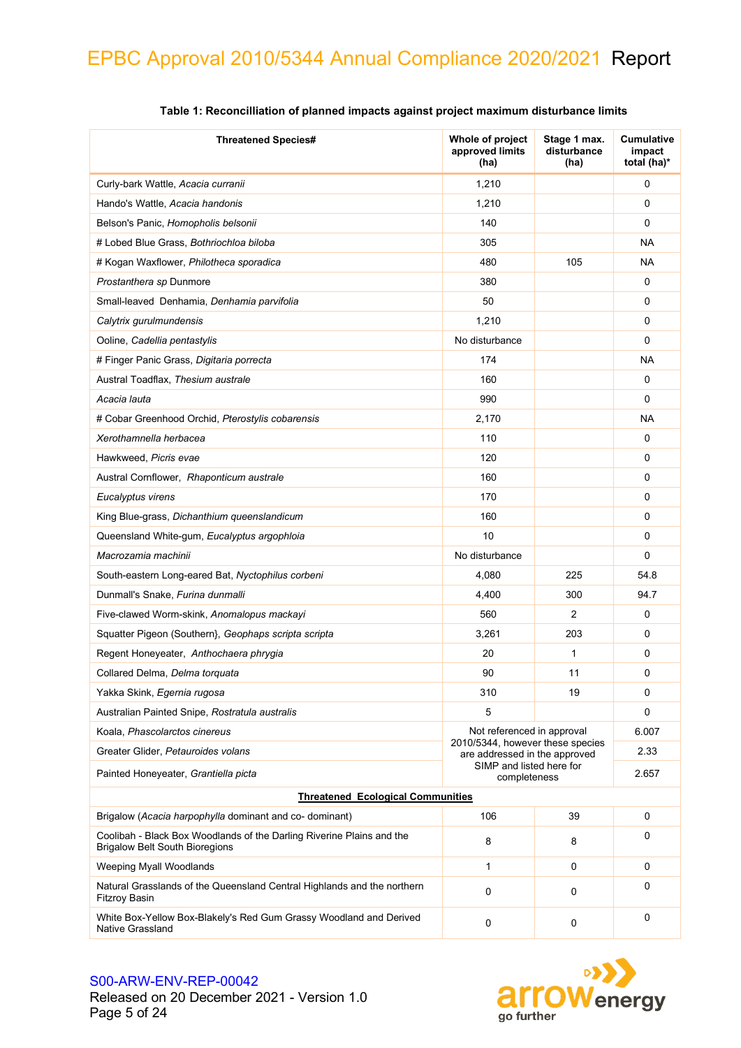**Table 1: Reconcilliation of planned impacts against project maximum disturbance limits**

| Threatened Species# | Whole of project approved limits (ha) | Stage 1 max. disturbance (ha) | Cumulative impact total (ha)* |
|---|---|---|---|
| Curly-bark Wattle, *Acacia curranii* | 1,210 | | 0 |
| Hando's Wattle, *Acacia handonis* | 1,210 | | 0 |
| Belson's Panic, *Homopholis belsonii* | 140 | | 0 |
| # Lobed Blue Grass, *Bothriochloa biloba* | 305 | | NA |
| # Kogan Waxflower, *Philotheca sporadica* | 480 | 105 | NA |
| *Prostanthera sp* Dunmore | 380 | | 0 |
| Small-leaved Denhamia, *Denhamia parvifolia* | 50 | | 0 |
| *Calytrix gurulmundensis* | 1,210 | | 0 |
| Ooline, *Cadellia pentastylis* | No disturbance | | 0 |
| # Finger Panic Grass, *Digitaria porrecta* | 174 | | NA |
| Austral Toadflax, *Thesium australe* | 160 | | 0 |
| *Acacia lauta* | 990 | | 0 |
| # Cobar Greenhood Orchid, *Pterostylis cobarensis* | 2,170 | | NA |
| *Xerothamnella herbacea* | 110 | | 0 |
| Hawkweed, *Picris evae* | 120 | | 0 |
| Austral Cornflower, *Rhaponticum australe* | 160 | | 0 |
| *Eucalyptus virens* | 170 | | 0 |
| King Blue-grass, *Dichanthium queenslandicum* | 160 | | 0 |
| Queensland White-gum, *Eucalyptus argophloia* | 10 | | 0 |
| *Macrozamia machinii* | No disturbance | | 0 |
| South-eastern Long-eared Bat, *Nyctophilus corbeni* | 4,080 | 225 | 54.8 |
| Dunmall's Snake, *Furina dunmalli* | 4,400 | 300 | 94.7 |
| Five-clawed Worm-skink, *Anomalopus mackayi* | 560 | 2 | 0 |
| Squatter Pigeon (Southern}, *Geophaps scripta scripta* | 3,261 | 203 | 0 |
| Regent Honeyeater, *Anthochaera phrygia* | 20 | 1 | 0 |
| Collared Delma, *Delma torquata* | 90 | 11 | 0 |
| Yakka Skink, *Egernia rugosa* | 310 | 19 | 0 |
| Australian Painted Snipe, *Rostratula australis* | 5 | | 0 |
| Koala, *Phascolarctos cinereus* | Not referenced in approval 2010/5344, however these species are addressed in the approved SIMP and listed here for completeness | | 6.007 |
| Greater Glider, *Petauroides volans* | | | 2.33 |
| Painted Honeyeater, *Grantiella picta* | | | 2.657 |
| **Threatened Ecological Communities** | | | |
| Brigalow (*Acacia harpophylla* dominant and co- dominant) | 106 | 39 | 0 |
| Coolibah - Black Box Woodlands of the Darling Riverine Plains and the Brigalow Belt South Bioregions | 8 | 8 | 0 |
| Weeping Myall Woodlands | 1 | 0 | 0 |
| Natural Grasslands of the Queensland Central Highlands and the northern Fitzroy Basin | 0 | 0 | 0 |
| White Box-Yellow Box-Blakely's Red Gum Grassy Woodland and Derived Native Grassland | 0 | 0 | 0 |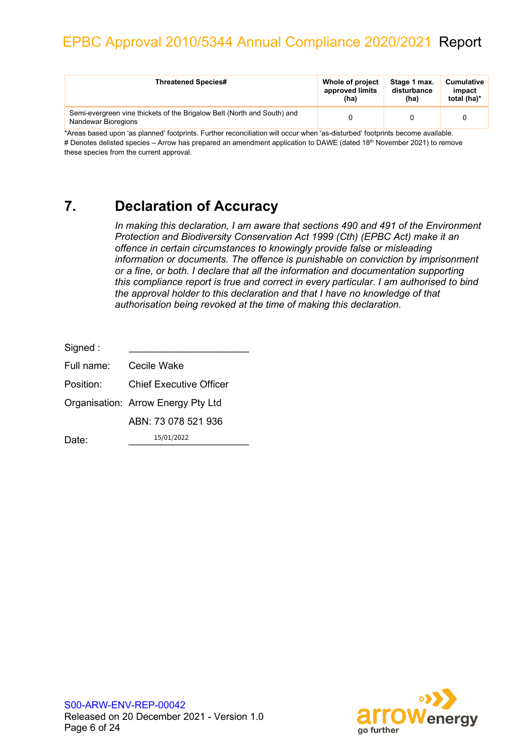| Threatened Species# | Whole of project approved limits (ha) | Stage 1 max. disturbance (ha) | Cumulative impact total (ha)* |
|---|---|---|---|
| Semi-evergreen vine thickets of the Brigalow Belt (North and South) and Nandewar Bioregions | 0 | 0 | 0 |

*Areas based upon 'as planned' footprints. Further reconciliation will occur when 'as-disturbed' footprints become available.

# Denotes delisted species – Arrow has prepared an amendment application to DAWE (dated 18th November 2021) to remove these species from the current approval.

## 7. Declaration of Accuracy

*In making this declaration, I am aware that sections 490 and 491 of the Environment Protection and Biodiversity Conservation Act 1999 (Cth) (EPBC Act) make it an offence in certain circumstances to knowingly provide false or misleading information or documents. The offence is punishable on conviction by imprisonment or a fine, or both. I declare that all the information and documentation supporting this compliance report is true and correct in every particular. I am authorised to bind the approval holder to this declaration and that I have no knowledge of that authorisation being revoked at the time of making this declaration.*

Signed : ______________________

Full name: Cecile Wake

Position: Chief Executive Officer

Organisation: Arrow Energy Pty Ltd

ABN: 73 078 521 936

Date: 15/01/2022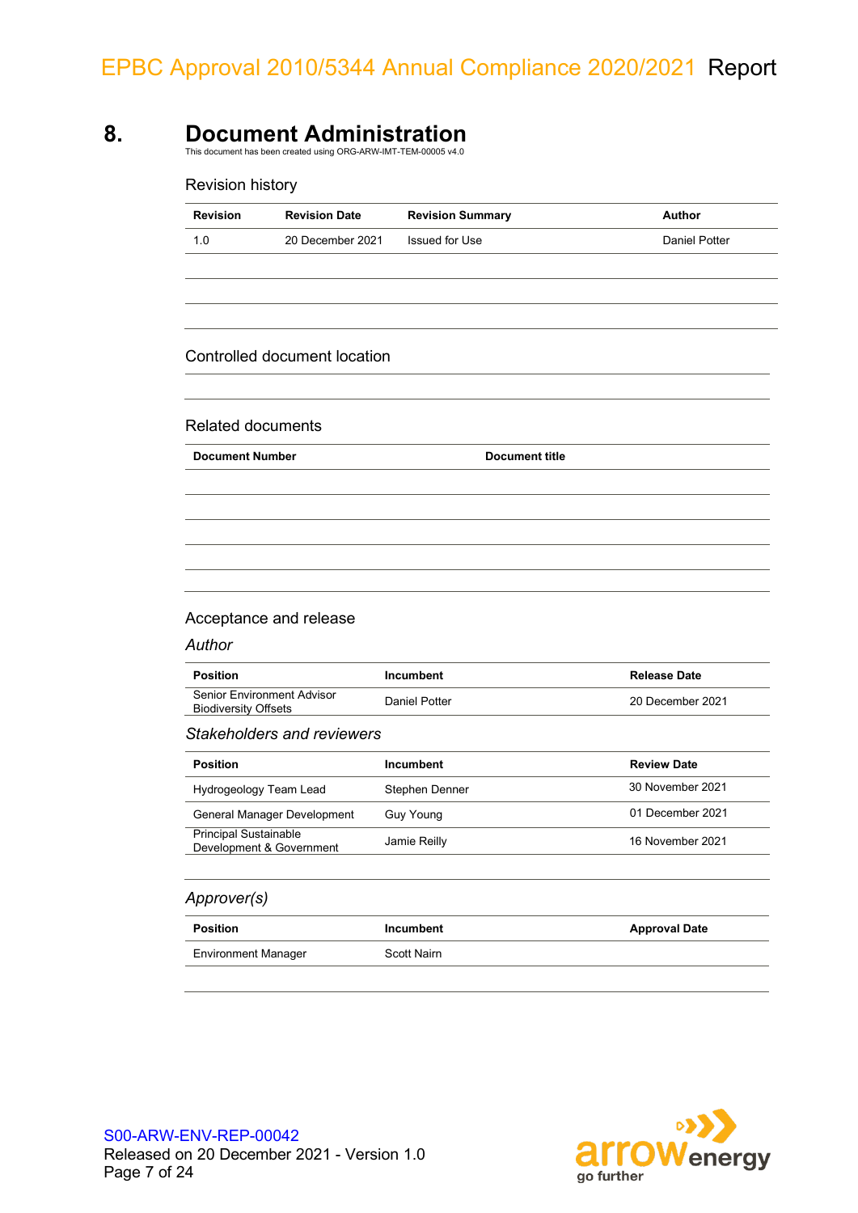# 8. Document Administration

This document has been created using ORG-ARW-IMT-TEM-00005 v4.0

## Revision history

| Revision | Revision Date | Revision Summary | Author |
|---|---|---|---|
| 1.0 | 20 December 2021 | Issued for Use | Daniel Potter |
| | | | |
| | | | |
| | | | |

## Controlled document location

## Related documents

| Document Number | Document title |
|---|---|
| | |
| | |
| | |
| | |
| | |

## Acceptance and release

### *Author*

| Position | Incumbent | Release Date |
|---|---|---|
| Senior Environment Advisor Biodiversity Offsets | Daniel Potter | 20 December 2021 |

### *Stakeholders and reviewers*

| Position | Incumbent | Review Date |
|---|---|---|
| Hydrogeology Team Lead | Stephen Denner | 30 November 2021 |
| General Manager Development | Guy Young | 01 December 2021 |
| Principal Sustainable Development & Government | Jamie Reilly | 16 November 2021 |
| | | |

### *Approver(s)*

| Position | Incumbent | Approval Date |
|---|---|---|
| Environment Manager | Scott Nairn | |
| | | |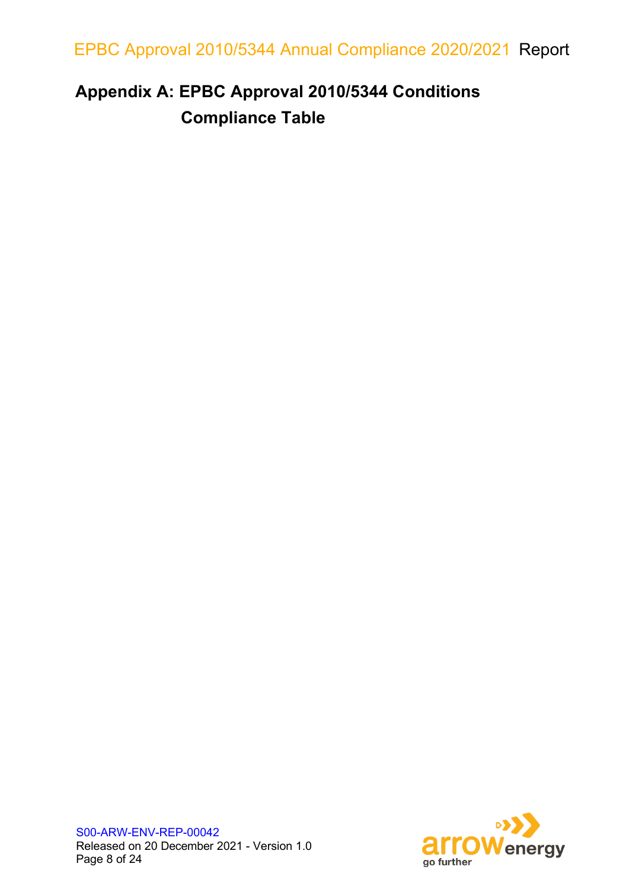# Appendix A: EPBC Approval 2010/5344 Conditions Compliance Table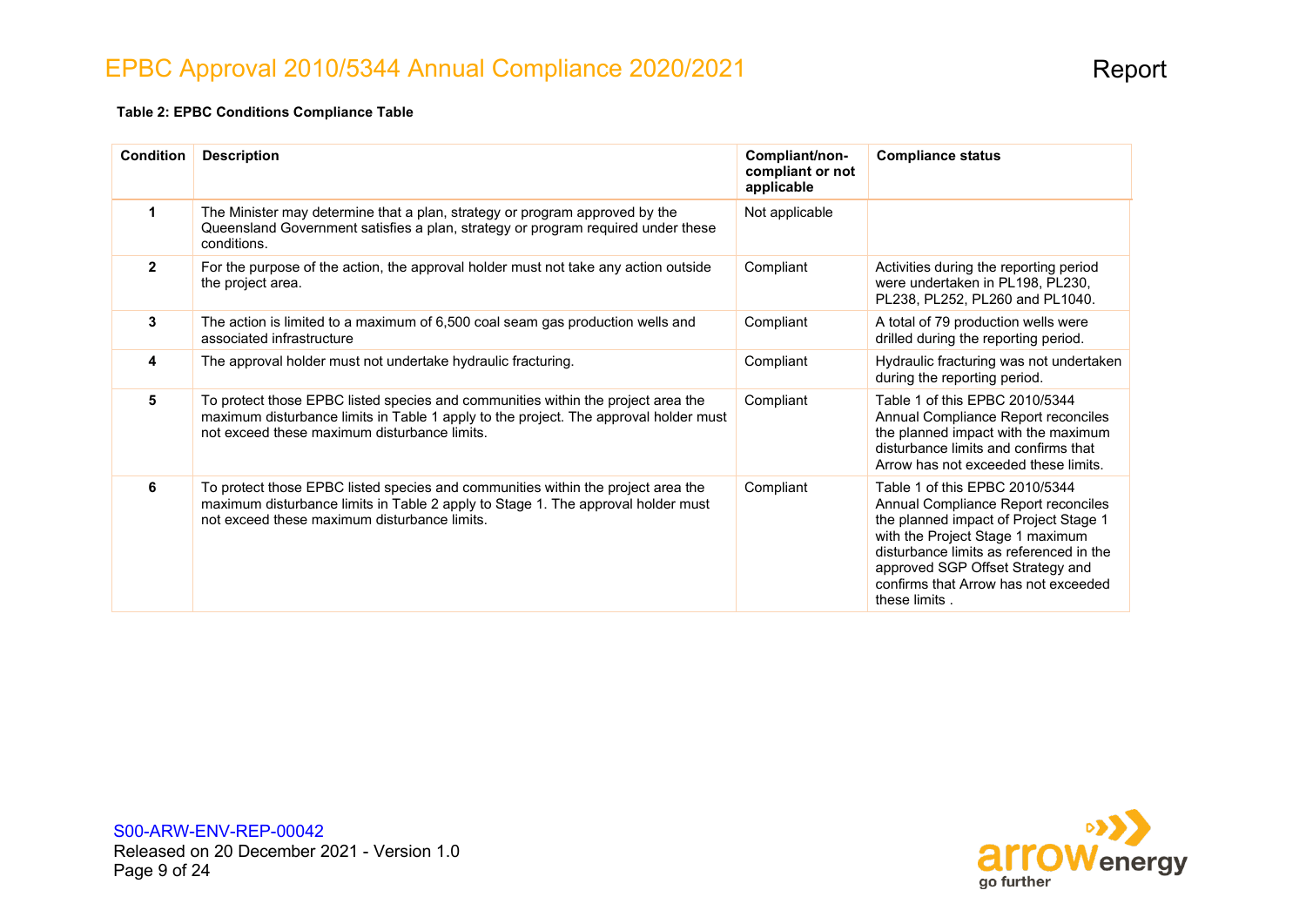**Table 2: EPBC Conditions Compliance Table**

| Condition | Description | Compliant/non-compliant or not applicable | Compliance status |
|---|---|---|---|
| 1 | The Minister may determine that a plan, strategy or program approved by the Queensland Government satisfies a plan, strategy or program required under these conditions. | Not applicable | |
| 2 | For the purpose of the action, the approval holder must not take any action outside the project area. | Compliant | Activities during the reporting period were undertaken in PL198, PL230, PL238, PL252, PL260 and PL1040. |
| 3 | The action is limited to a maximum of 6,500 coal seam gas production wells and associated infrastructure | Compliant | A total of 79 production wells were drilled during the reporting period. |
| 4 | The approval holder must not undertake hydraulic fracturing. | Compliant | Hydraulic fracturing was not undertaken during the reporting period. |
| 5 | To protect those EPBC listed species and communities within the project area the maximum disturbance limits in Table 1 apply to the project. The approval holder must not exceed these maximum disturbance limits. | Compliant | Table 1 of this EPBC 2010/5344 Annual Compliance Report reconciles the planned impact with the maximum disturbance limits and confirms that Arrow has not exceeded these limits. |
| 6 | To protect those EPBC listed species and communities within the project area the maximum disturbance limits in Table 2 apply to Stage 1. The approval holder must not exceed these maximum disturbance limits. | Compliant | Table 1 of this EPBC 2010/5344 Annual Compliance Report reconciles the planned impact of Project Stage 1 with the Project Stage 1 maximum disturbance limits as referenced in the approved SGP Offset Strategy and confirms that Arrow has not exceeded these limits . |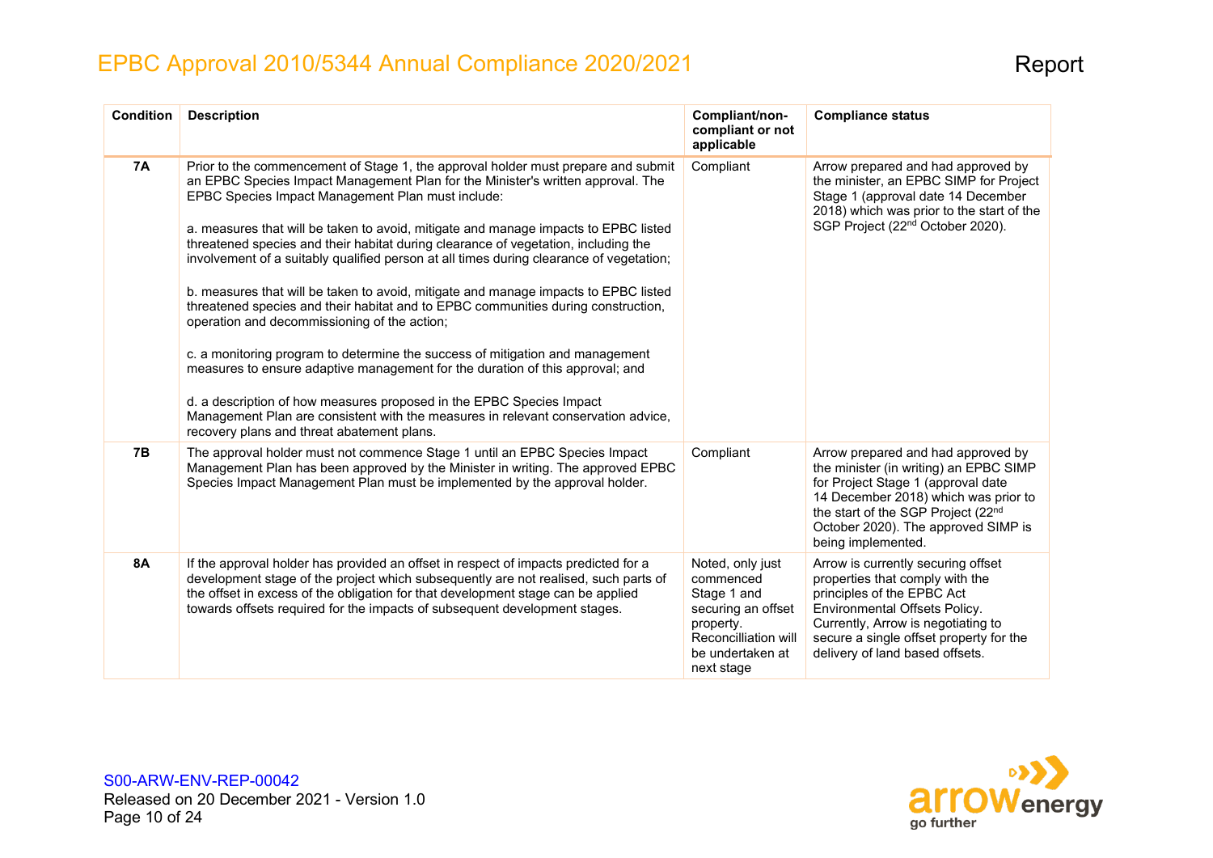| Condition | Description | Compliant/non-compliant or not applicable | Compliance status |
|---|---|---|---|
| **7A** | Prior to the commencement of Stage 1, the approval holder must prepare and submit an EPBC Species Impact Management Plan for the Minister's written approval. The EPBC Species Impact Management Plan must include:<br><br>a. measures that will be taken to avoid, mitigate and manage impacts to EPBC listed threatened species and their habitat during clearance of vegetation, including the involvement of a suitably qualified person at all times during clearance of vegetation;<br><br>b. measures that will be taken to avoid, mitigate and manage impacts to EPBC listed threatened species and their habitat and to EPBC communities during construction, operation and decommissioning of the action;<br><br>c. a monitoring program to determine the success of mitigation and management measures to ensure adaptive management for the duration of this approval; and<br><br>d. a description of how measures proposed in the EPBC Species Impact Management Plan are consistent with the measures in relevant conservation advice, recovery plans and threat abatement plans. | Compliant | Arrow prepared and had approved by the minister, an EPBC SIMP for Project Stage 1 (approval date 14 December 2018) which was prior to the start of the SGP Project (22nd October 2020). |
| **7B** | The approval holder must not commence Stage 1 until an EPBC Species Impact Management Plan has been approved by the Minister in writing. The approved EPBC Species Impact Management Plan must be implemented by the approval holder. | Compliant | Arrow prepared and had approved by the minister (in writing) an EPBC SIMP for Project Stage 1 (approval date 14 December 2018) which was prior to the start of the SGP Project (22nd October 2020). The approved SIMP is being implemented. |
| **8A** | If the approval holder has provided an offset in respect of impacts predicted for a development stage of the project which subsequently are not realised, such parts of the offset in excess of the obligation for that development stage can be applied towards offsets required for the impacts of subsequent development stages. | Noted, only just commenced Stage 1 and securing an offset property. Reconcilliation will be undertaken at next stage | Arrow is currently securing offset properties that comply with the principles of the EPBC Act Environmental Offsets Policy. Currently, Arrow is negotiating to secure a single offset property for the delivery of land based offsets. |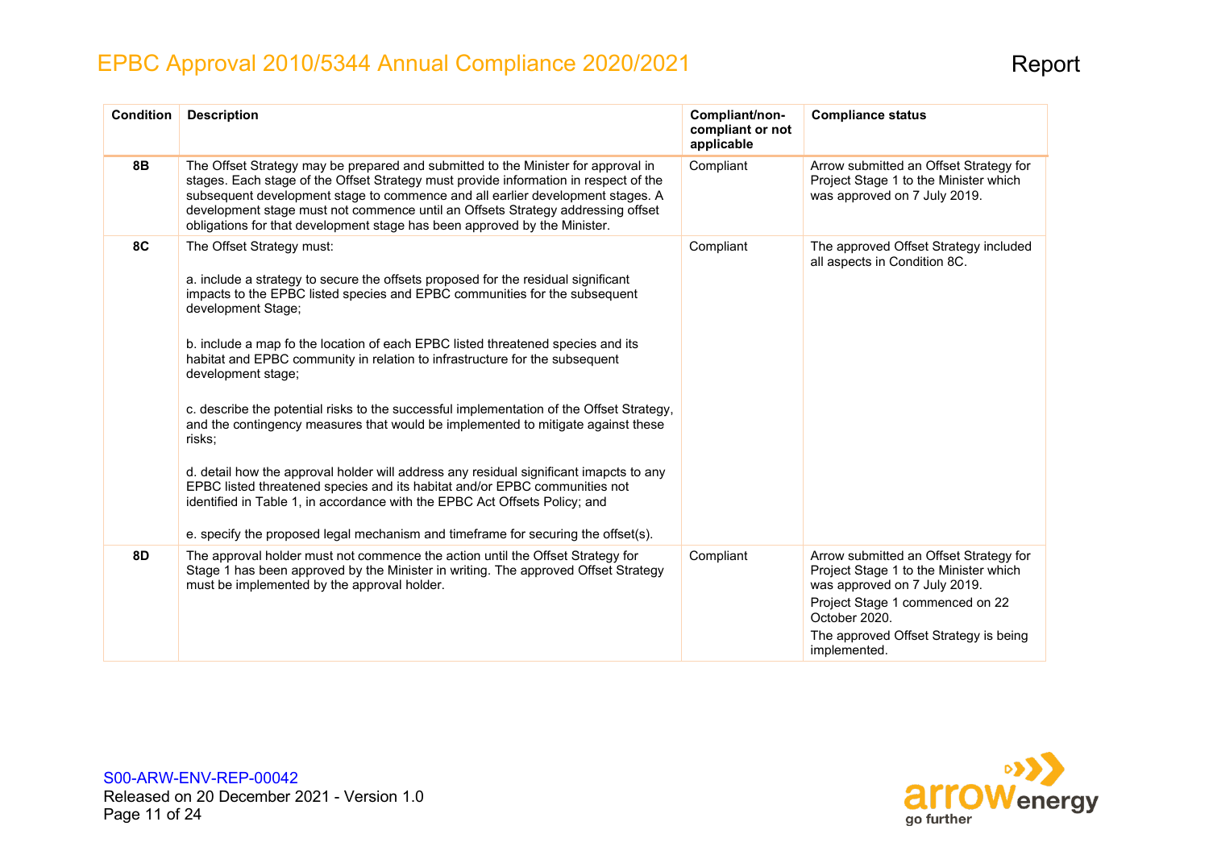| Condition | Description | Compliant/non-compliant or not applicable | Compliance status |
|---|---|---|---|
| 8B | The Offset Strategy may be prepared and submitted to the Minister for approval in stages. Each stage of the Offset Strategy must provide information in respect of the subsequent development stage to commence and all earlier development stages. A development stage must not commence until an Offsets Strategy addressing offset obligations for that development stage has been approved by the Minister. | Compliant | Arrow submitted an Offset Strategy for Project Stage 1 to the Minister which was approved on 7 July 2019. |
| 8C | The Offset Strategy must:<br><br>a. include a strategy to secure the offsets proposed for the residual significant impacts to the EPBC listed species and EPBC communities for the subsequent development Stage;<br><br>b. include a map fo the location of each EPBC listed threatened species and its habitat and EPBC community in relation to infrastructure for the subsequent development stage;<br><br>c. describe the potential risks to the successful implementation of the Offset Strategy, and the contingency measures that would be implemented to mitigate against these risks;<br><br>d. detail how the approval holder will address any residual significant imapcts to any EPBC listed threatened species and its habitat and/or EPBC communities not identified in Table 1, in accordance with the EPBC Act Offsets Policy; and<br><br>e. specify the proposed legal mechanism and timeframe for securing the offset(s). | Compliant | The approved Offset Strategy included all aspects in Condition 8C. |
| 8D | The approval holder must not commence the action until the Offset Strategy for Stage 1 has been approved by the Minister in writing. The approved Offset Strategy must be implemented by the approval holder. | Compliant | Arrow submitted an Offset Strategy for Project Stage 1 to the Minister which was approved on 7 July 2019.<br><br>Project Stage 1 commenced on 22 October 2020.<br><br>The approved Offset Strategy is being implemented. |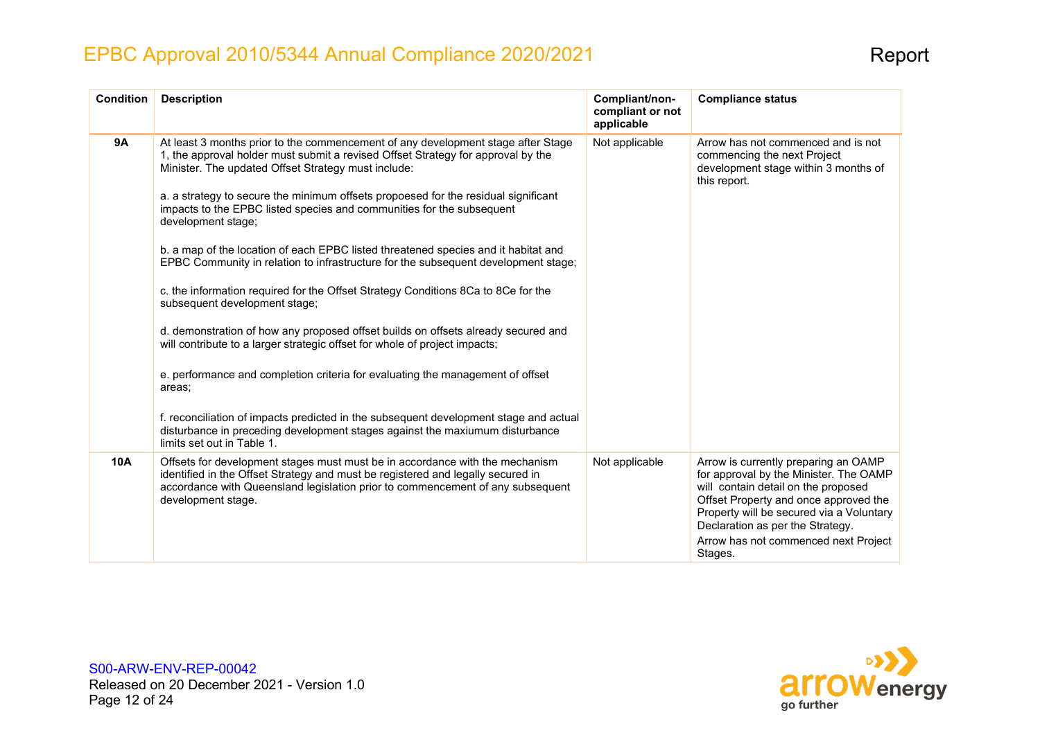| Condition | Description | Compliant/non-compliant or not applicable | Compliance status |
|---|---|---|---|
| **9A** | At least 3 months prior to the commencement of any development stage after Stage 1, the approval holder must submit a revised Offset Strategy for approval by the Minister. The updated Offset Strategy must include:<br><br>a. a strategy to secure the minimum offsets propoesed for the residual significant impacts to the EPBC listed species and communities for the subsequent development stage;<br><br>b. a map of the location of each EPBC listed threatened species and it habitat and EPBC Community in relation to infrastructure for the subsequent development stage;<br><br>c. the information required for the Offset Strategy Conditions 8Ca to 8Ce for the subsequent development stage;<br><br>d. demonstration of how any proposed offset builds on offsets already secured and will contribute to a larger strategic offset for whole of project impacts;<br><br>e. performance and completion criteria for evaluating the management of offset areas;<br><br>f. reconciliation of impacts predicted in the subsequent development stage and actual disturbance in preceding development stages against the maxiumum disturbance limits set out in Table 1. | Not applicable | Arrow has not commenced and is not commencing the next Project development stage within 3 months of this report. |
| **10A** | Offsets for development stages must must be in accordance with the mechanism identified in the Offset Strategy and must be registered and legally secured in accordance with Queensland legislation prior to commencement of any subsequent development stage. | Not applicable | Arrow is currently preparing an OAMP for approval by the Minister. The OAMP will contain detail on the proposed Offset Property and once approved the Property will be secured via a Voluntary Declaration as per the Strategy.<br>Arrow has not commenced next Project Stages. |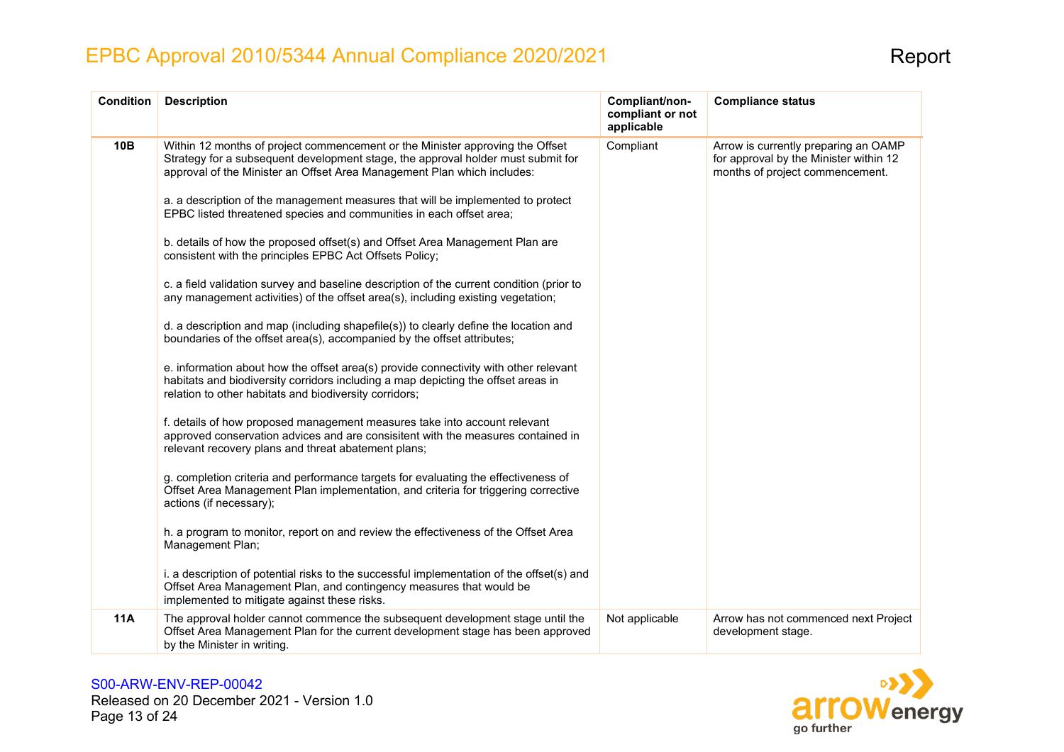| Condition | Description | Compliant/non-compliant or not applicable | Compliance status |
|---|---|---|---|
| **10B** | Within 12 months of project commencement or the Minister approving the Offset Strategy for a subsequent development stage, the approval holder must submit for approval of the Minister an Offset Area Management Plan which includes:<br><br>a. a description of the management measures that will be implemented to protect EPBC listed threatened species and communities in each offset area;<br><br>b. details of how the proposed offset(s) and Offset Area Management Plan are consistent with the principles EPBC Act Offsets Policy;<br><br>c. a field validation survey and baseline description of the current condition (prior to any management activities) of the offset area(s), including existing vegetation;<br><br>d. a description and map (including shapefile(s)) to clearly define the location and boundaries of the offset area(s), accompanied by the offset attributes;<br><br>e. information about how the offset area(s) provide connectivity with other relevant habitats and biodiversity corridors including a map depicting the offset areas in relation to other habitats and biodiversity corridors;<br><br>f. details of how proposed management measures take into account relevant approved conservation advices and are consisitent with the measures contained in relevant recovery plans and threat abatement plans;<br><br>g. completion criteria and performance targets for evaluating the effectiveness of Offset Area Management Plan implementation, and criteria for triggering corrective actions (if necessary);<br><br>h. a program to monitor, report on and review the effectiveness of the Offset Area Management Plan;<br><br>i. a description of potential risks to the successful implementation of the offset(s) and Offset Area Management Plan, and contingency measures that would be implemented to mitigate against these risks. | Compliant | Arrow is currently preparing an OAMP for approval by the Minister within 12 months of project commencement. |
| **11A** | The approval holder cannot commence the subsequent development stage until the Offset Area Management Plan for the current development stage has been approved by the Minister in writing. | Not applicable | Arrow has not commenced next Project development stage. |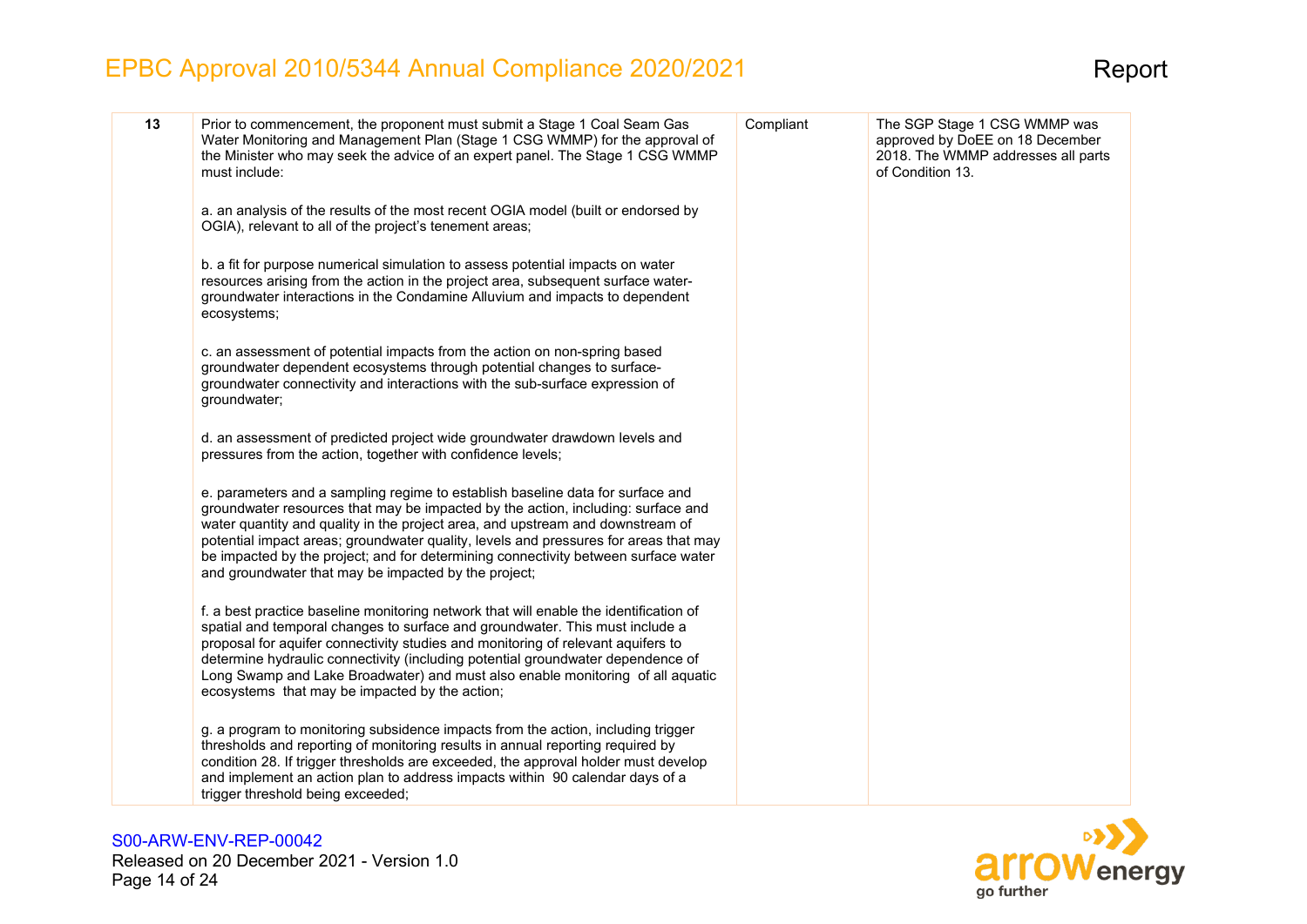| 13 | Prior to commencement, the proponent must submit a Stage 1 Coal Seam Gas Water Monitoring and Management Plan (Stage 1 CSG WMMP) for the approval of the Minister who may seek the advice of an expert panel. The Stage 1 CSG WMMP must include:<br><br>a. an analysis of the results of the most recent OGIA model (built or endorsed by OGIA), relevant to all of the project's tenement areas;<br><br>b. a fit for purpose numerical simulation to assess potential impacts on water resources arising from the action in the project area, subsequent surface water-groundwater interactions in the Condamine Alluvium and impacts to dependent ecosystems;<br><br>c. an assessment of potential impacts from the action on non-spring based groundwater dependent ecosystems through potential changes to surface-groundwater connectivity and interactions with the sub-surface expression of groundwater;<br><br>d. an assessment of predicted project wide groundwater drawdown levels and pressures from the action, together with confidence levels;<br><br>e. parameters and a sampling regime to establish baseline data for surface and groundwater resources that may be impacted by the action, including: surface and water quantity and quality in the project area, and upstream and downstream of potential impact areas; groundwater quality, levels and pressures for areas that may be impacted by the project; and for determining connectivity between surface water and groundwater that may be impacted by the project;<br><br>f. a best practice baseline monitoring network that will enable the identification of spatial and temporal changes to surface and groundwater. This must include a proposal for aquifer connectivity studies and monitoring of relevant aquifers to determine hydraulic connectivity (including potential groundwater dependence of Long Swamp and Lake Broadwater) and must also enable monitoring of all aquatic ecosystems that may be impacted by the action;<br><br>g. a program to monitoring subsidence impacts from the action, including trigger thresholds and reporting of monitoring results in annual reporting required by condition 28. If trigger thresholds are exceeded, the approval holder must develop and implement an action plan to address impacts within 90 calendar days of a trigger threshold being exceeded; | Compliant | The SGP Stage 1 CSG WMMP was approved by DoEE on 18 December 2018. The WMMP addresses all parts of Condition 13. |
|---|---|---|---|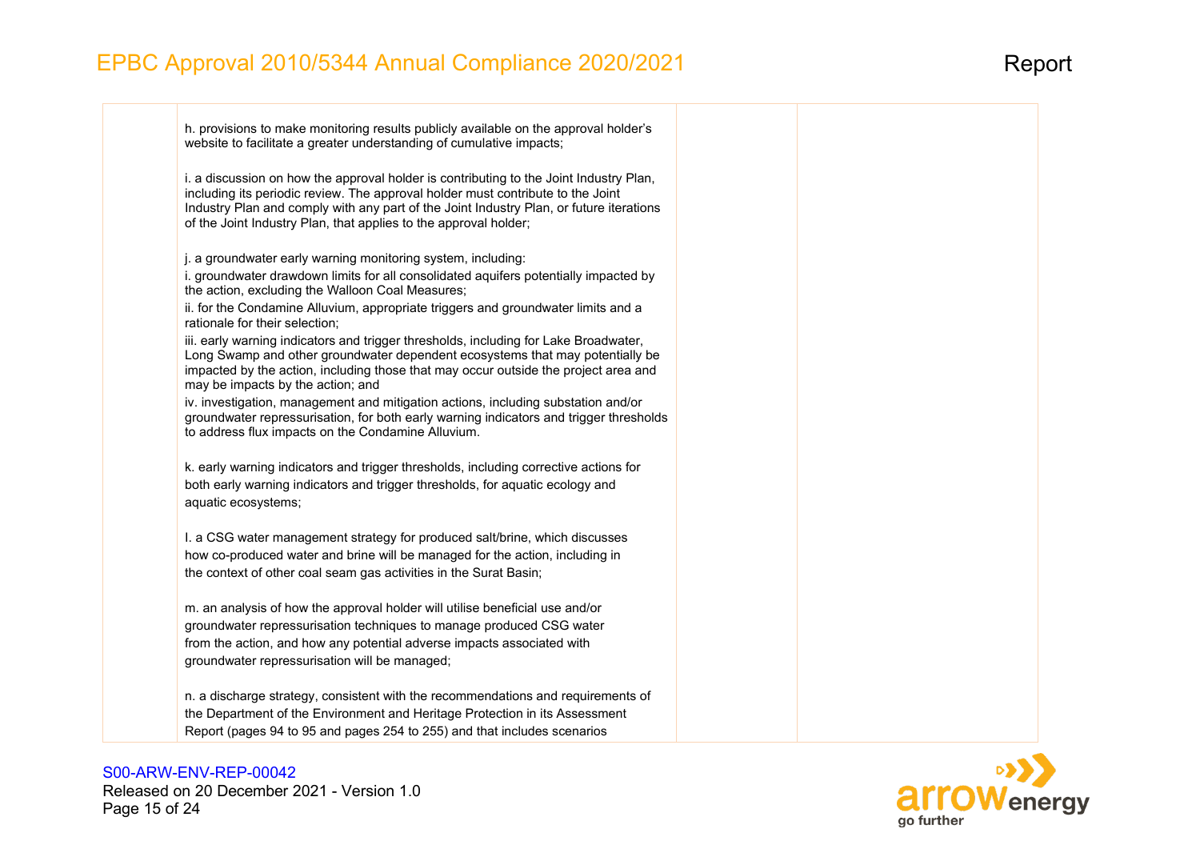| | | | |
|---|---|---|---|
| | h. provisions to make monitoring results publicly available on the approval holder's website to facilitate a greater understanding of cumulative impacts;<br><br>i. a discussion on how the approval holder is contributing to the Joint Industry Plan, including its periodic review. The approval holder must contribute to the Joint Industry Plan and comply with any part of the Joint Industry Plan, or future iterations of the Joint Industry Plan, that applies to the approval holder;<br><br>j. a groundwater early warning monitoring system, including:<br>i. groundwater drawdown limits for all consolidated aquifers potentially impacted by the action, excluding the Walloon Coal Measures;<br>ii. for the Condamine Alluvium, appropriate triggers and groundwater limits and a rationale for their selection;<br>iii. early warning indicators and trigger thresholds, including for Lake Broadwater, Long Swamp and other groundwater dependent ecosystems that may potentially be impacted by the action, including those that may occur outside the project area and may be impacts by the action; and<br>iv. investigation, management and mitigation actions, including substation and/or groundwater repressurisation, for both early warning indicators and trigger thresholds to address flux impacts on the Condamine Alluvium.<br><br>k. early warning indicators and trigger thresholds, including corrective actions for both early warning indicators and trigger thresholds, for aquatic ecology and aquatic ecosystems;<br><br>l. a CSG water management strategy for produced salt/brine, which discusses how co-produced water and brine will be managed for the action, including in the context of other coal seam gas activities in the Surat Basin;<br><br>m. an analysis of how the approval holder will utilise beneficial use and/or groundwater repressurisation techniques to manage produced CSG water from the action, and how any potential adverse impacts associated with groundwater repressurisation will be managed;<br><br>n. a discharge strategy, consistent with the recommendations and requirements of the Department of the Environment and Heritage Protection in its Assessment Report (pages 94 to 95 and pages 254 to 255) and that includes scenarios | | |

S00-ARW-ENV-REP-00042
Released on 20 December 2021 - Version 1.0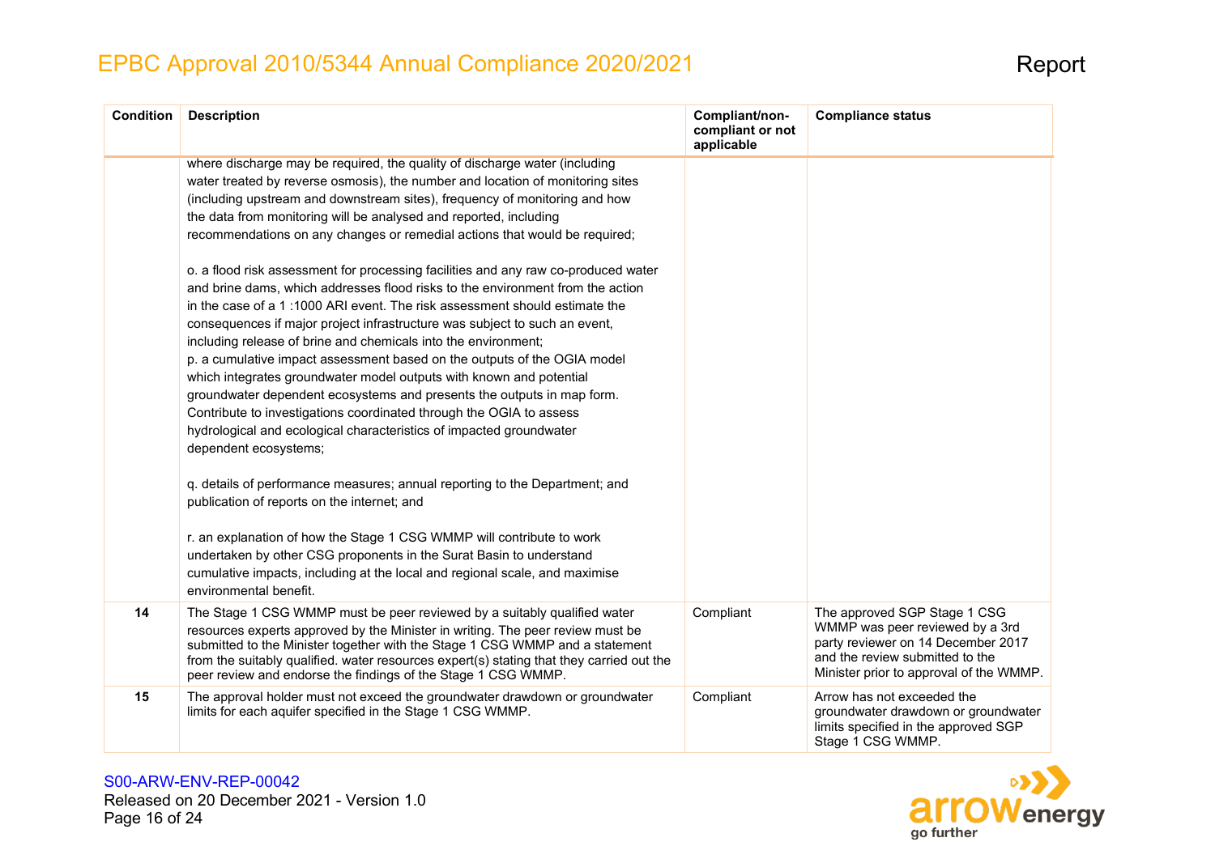| Condition | Description | Compliant/non-compliant or not applicable | Compliance status |
|---|---|---|---|
| | where discharge may be required, the quality of discharge water (including water treated by reverse osmosis), the number and location of monitoring sites (including upstream and downstream sites), frequency of monitoring and how the data from monitoring will be analysed and reported, including recommendations on any changes or remedial actions that would be required;<br><br>o. a flood risk assessment for processing facilities and any raw co-produced water and brine dams, which addresses flood risks to the environment from the action in the case of a 1 :1000 ARI event. The risk assessment should estimate the consequences if major project infrastructure was subject to such an event, including release of brine and chemicals into the environment;<br>p. a cumulative impact assessment based on the outputs of the OGIA model which integrates groundwater model outputs with known and potential groundwater dependent ecosystems and presents the outputs in map form. Contribute to investigations coordinated through the OGIA to assess hydrological and ecological characteristics of impacted groundwater dependent ecosystems;<br><br>q. details of performance measures; annual reporting to the Department; and publication of reports on the internet; and<br><br>r. an explanation of how the Stage 1 CSG WMMP will contribute to work undertaken by other CSG proponents in the Surat Basin to understand cumulative impacts, including at the local and regional scale, and maximise environmental benefit. | | |
| **14** | The Stage 1 CSG WMMP must be peer reviewed by a suitably qualified water resources experts approved by the Minister in writing. The peer review must be submitted to the Minister together with the Stage 1 CSG WMMP and a statement from the suitably qualified. water resources expert(s) stating that they carried out the peer review and endorse the findings of the Stage 1 CSG WMMP. | Compliant | The approved SGP Stage 1 CSG WMMP was peer reviewed by a 3rd party reviewer on 14 December 2017 and the review submitted to the Minister prior to approval of the WMMP. |
| **15** | The approval holder must not exceed the groundwater drawdown or groundwater limits for each aquifer specified in the Stage 1 CSG WMMP. | Compliant | Arrow has not exceeded the groundwater drawdown or groundwater limits specified in the approved SGP Stage 1 CSG WMMP. |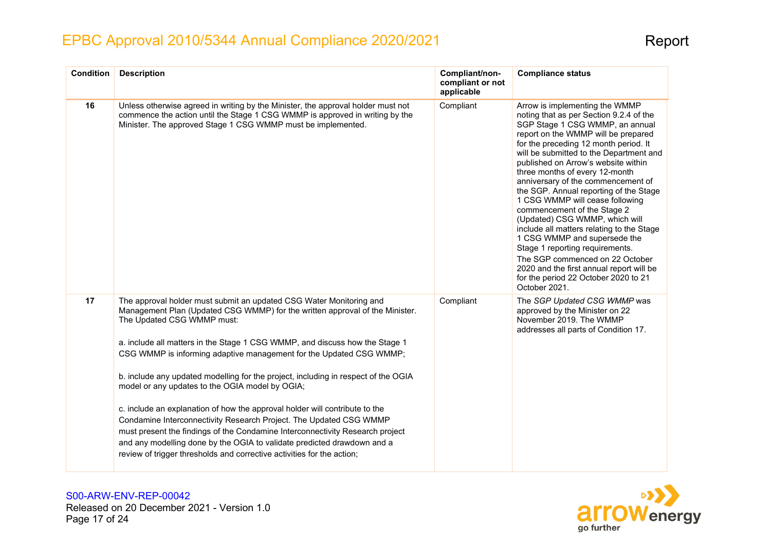| Condition | Description | Compliant/non-compliant or not applicable | Compliance status |
|---|---|---|---|
| 16 | Unless otherwise agreed in writing by the Minister, the approval holder must not commence the action until the Stage 1 CSG WMMP is approved in writing by the Minister. The approved Stage 1 CSG WMMP must be implemented. | Compliant | Arrow is implementing the WMMP noting that as per Section 9.2.4 of the SGP Stage 1 CSG WMMP, an annual report on the WMMP will be prepared for the preceding 12 month period. It will be submitted to the Department and published on Arrow's website within three months of every 12-month anniversary of the commencement of the SGP. Annual reporting of the Stage 1 CSG WMMP will cease following commencement of the Stage 2 (Updated) CSG WMMP, which will include all matters relating to the Stage 1 CSG WMMP and supersede the Stage 1 reporting requirements.<br>The SGP commenced on 22 October 2020 and the first annual report will be for the period 22 October 2020 to 21 October 2021. |
| 17 | The approval holder must submit an updated CSG Water Monitoring and Management Plan (Updated CSG WMMP) for the written approval of the Minister. The Updated CSG WMMP must:<br><br>a. include all matters in the Stage 1 CSG WMMP, and discuss how the Stage 1 CSG WMMP is informing adaptive management for the Updated CSG WMMP;<br><br>b. include any updated modelling for the project, including in respect of the OGIA model or any updates to the OGIA model by OGIA;<br><br>c. include an explanation of how the approval holder will contribute to the Condamine Interconnectivity Research Project. The Updated CSG WMMP must present the findings of the Condamine Interconnectivity Research project and any modelling done by the OGIA to validate predicted drawdown and a review of trigger thresholds and corrective activities for the action; | Compliant | The *SGP Updated CSG WMMP* was approved by the Minister on 22 November 2019. The WMMP addresses all parts of Condition 17. |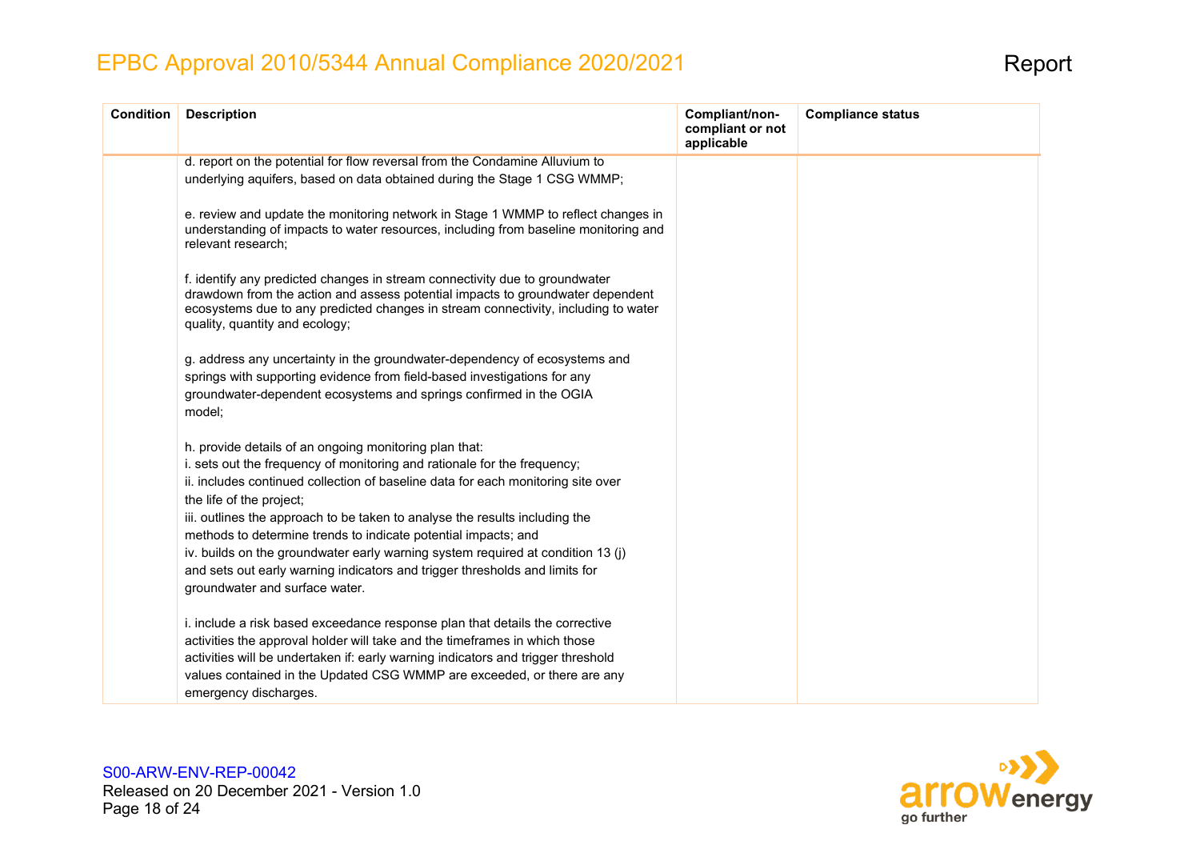| Condition | Description | Compliant/non-compliant or not applicable | Compliance status |
|---|---|---|---|
| | d. report on the potential for flow reversal from the Condamine Alluvium to underlying aquifers, based on data obtained during the Stage 1 CSG WMMP;<br><br>e. review and update the monitoring network in Stage 1 WMMP to reflect changes in understanding of impacts to water resources, including from baseline monitoring and relevant research;<br><br>f. identify any predicted changes in stream connectivity due to groundwater drawdown from the action and assess potential impacts to groundwater dependent ecosystems due to any predicted changes in stream connectivity, including to water quality, quantity and ecology;<br><br>g. address any uncertainty in the groundwater-dependency of ecosystems and springs with supporting evidence from field-based investigations for any groundwater-dependent ecosystems and springs confirmed in the OGIA model;<br><br>h. provide details of an ongoing monitoring plan that:<br>i. sets out the frequency of monitoring and rationale for the frequency;<br>ii. includes continued collection of baseline data for each monitoring site over the life of the project;<br>iii. outlines the approach to be taken to analyse the results including the methods to determine trends to indicate potential impacts; and<br>iv. builds on the groundwater early warning system required at condition 13 (j) and sets out early warning indicators and trigger thresholds and limits for groundwater and surface water.<br><br>i. include a risk based exceedance response plan that details the corrective activities the approval holder will take and the timeframes in which those activities will be undertaken if: early warning indicators and trigger threshold values contained in the Updated CSG WMMP are exceeded, or there are any emergency discharges. | | |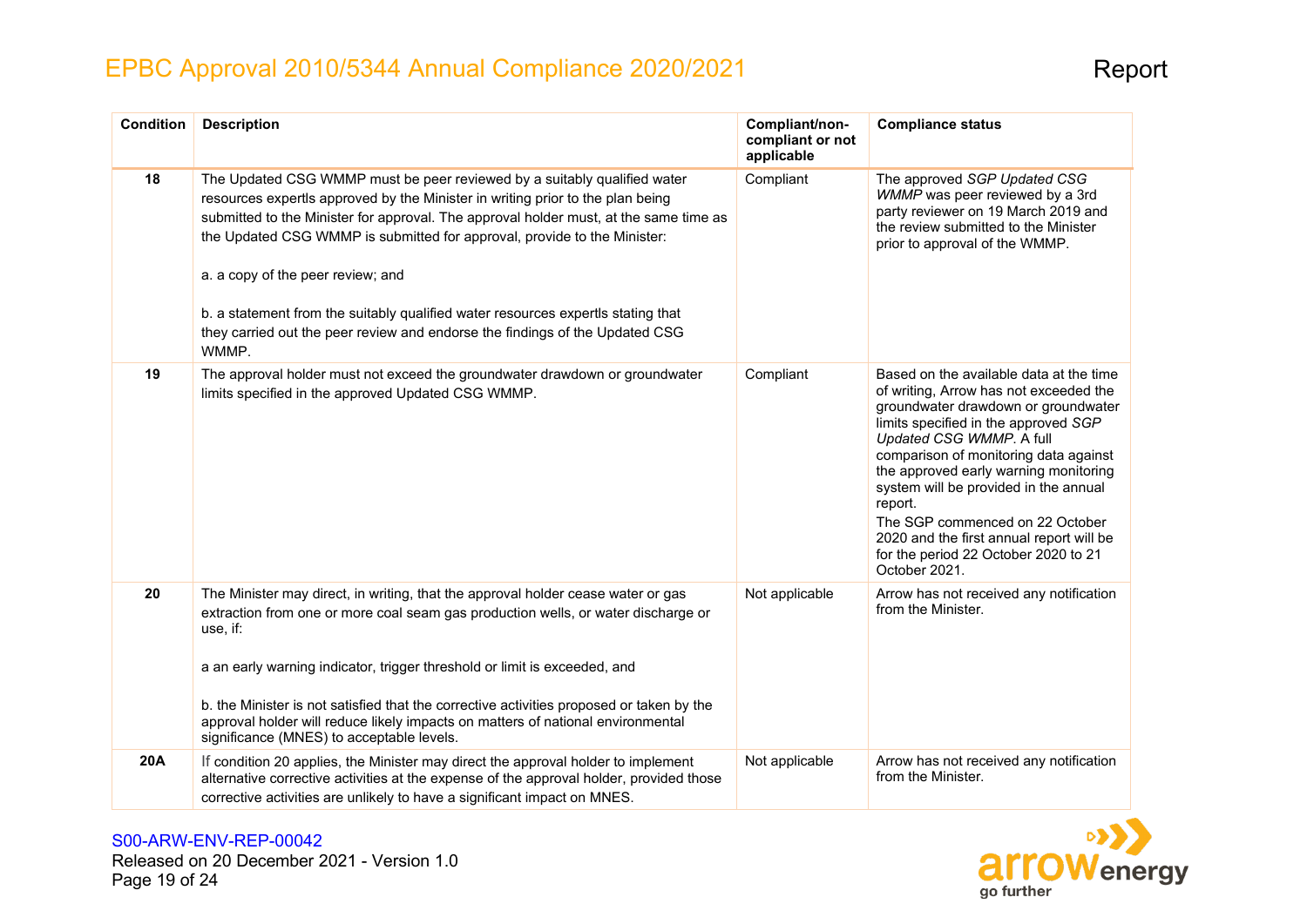| Condition | Description | Compliant/non-compliant or not applicable | Compliance status |
|---|---|---|---|
| **18** | The Updated CSG WMMP must be peer reviewed by a suitably qualified water resources expert/s approved by the Minister in writing prior to the plan being submitted to the Minister for approval. The approval holder must, at the same time as the Updated CSG WMMP is submitted for approval, provide to the Minister:<br><br>a. a copy of the peer review; and<br><br>b. a statement from the suitably qualified water resources expert/s stating that they carried out the peer review and endorse the findings of the Updated CSG WMMP. | Compliant | The approved *SGP Updated CSG WMMP* was peer reviewed by a 3rd party reviewer on 19 March 2019 and the review submitted to the Minister prior to approval of the WMMP. |
| **19** | The approval holder must not exceed the groundwater drawdown or groundwater limits specified in the approved Updated CSG WMMP. | Compliant | Based on the available data at the time of writing, Arrow has not exceeded the groundwater drawdown or groundwater limits specified in the approved *SGP Updated CSG WMMP*. A full comparison of monitoring data against the approved early warning monitoring system will be provided in the annual report.<br>The SGP commenced on 22 October 2020 and the first annual report will be for the period 22 October 2020 to 21 October 2021. |
| **20** | The Minister may direct, in writing, that the approval holder cease water or gas extraction from one or more coal seam gas production wells, or water discharge or use, if:<br><br>a an early warning indicator, trigger threshold or limit is exceeded, and<br><br>b. the Minister is not satisfied that the corrective activities proposed or taken by the approval holder will reduce likely impacts on matters of national environmental significance (MNES) to acceptable levels. | Not applicable | Arrow has not received any notification from the Minister. |
| **20A** | If condition 20 applies, the Minister may direct the approval holder to implement alternative corrective activities at the expense of the approval holder, provided those corrective activities are unlikely to have a significant impact on MNES. | Not applicable | Arrow has not received any notification from the Minister. |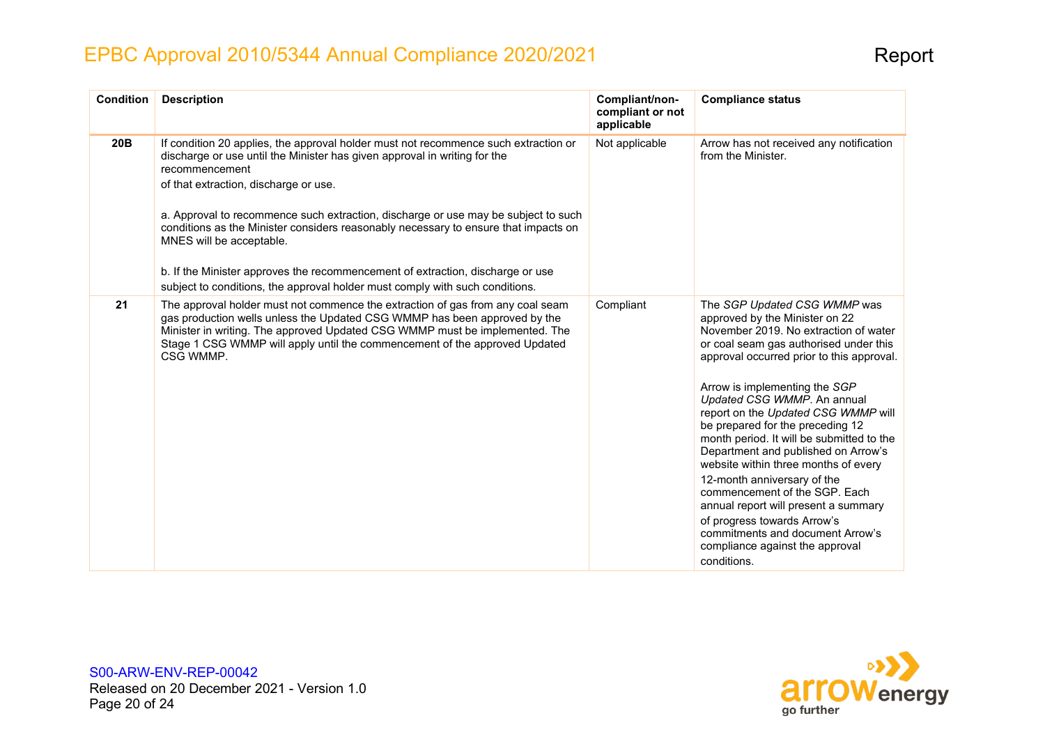| Condition | Description | Compliant/non-compliant or not applicable | Compliance status |
|---|---|---|---|
| **20B** | If condition 20 applies, the approval holder must not recommence such extraction or discharge or use until the Minister has given approval in writing for the recommencement of that extraction, discharge or use.<br><br>a. Approval to recommence such extraction, discharge or use may be subject to such conditions as the Minister considers reasonably necessary to ensure that impacts on MNES will be acceptable.<br><br>b. If the Minister approves the recommencement of extraction, discharge or use subject to conditions, the approval holder must comply with such conditions. | Not applicable | Arrow has not received any notification from the Minister. |
| **21** | The approval holder must not commence the extraction of gas from any coal seam gas production wells unless the Updated CSG WMMP has been approved by the Minister in writing. The approved Updated CSG WMMP must be implemented. The Stage 1 CSG WMMP will apply until the commencement of the approved Updated CSG WMMP. | Compliant | The *SGP Updated CSG WMMP* was approved by the Minister on 22 November 2019. No extraction of water or coal seam gas authorised under this approval occurred prior to this approval.<br><br>Arrow is implementing the *SGP Updated CSG WMMP*. An annual report on the *Updated CSG WMMP* will be prepared for the preceding 12 month period. It will be submitted to the Department and published on Arrow's website within three months of every 12-month anniversary of the commencement of the SGP. Each annual report will present a summary of progress towards Arrow's commitments and document Arrow's compliance against the approval conditions. |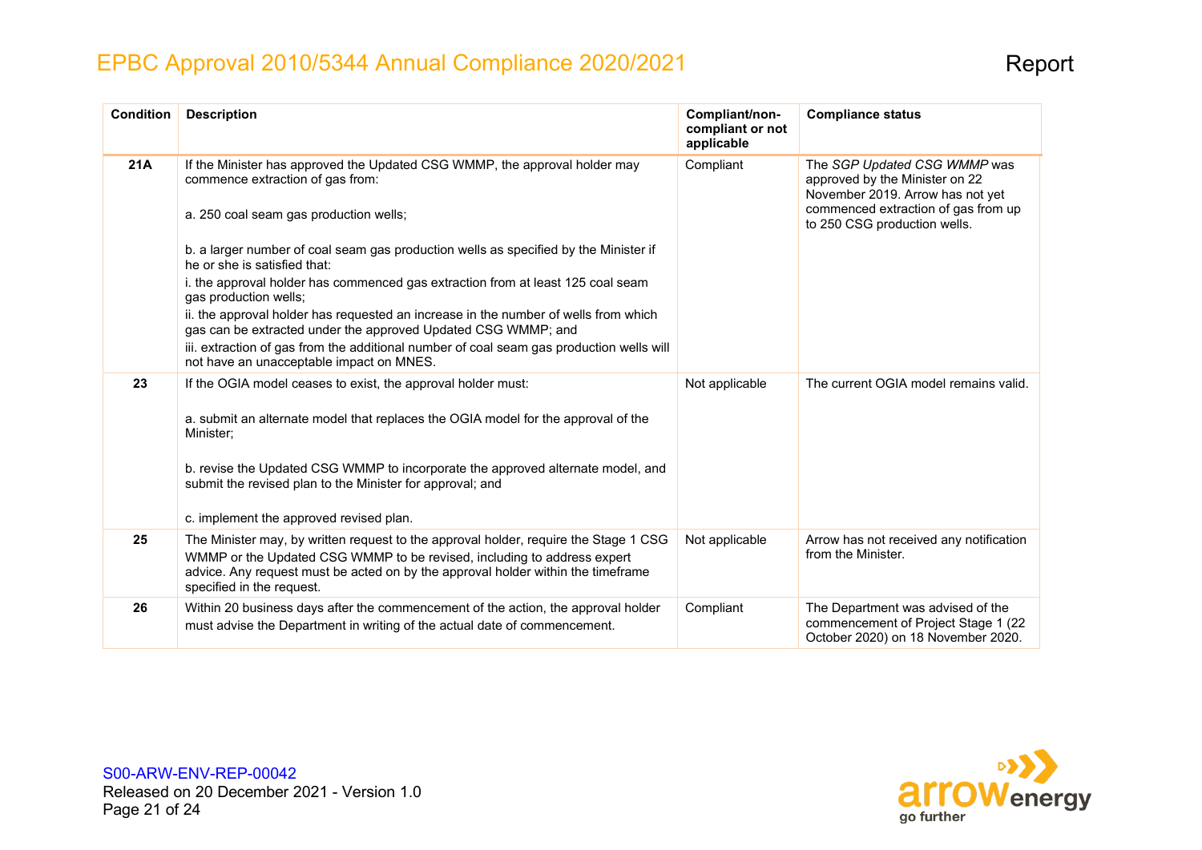| Condition | Description | Compliant/non-compliant or not applicable | Compliance status |
|---|---|---|---|
| **21A** | If the Minister has approved the Updated CSG WMMP, the approval holder may commence extraction of gas from:<br><br>a. 250 coal seam gas production wells;<br><br>b. a larger number of coal seam gas production wells as specified by the Minister if he or she is satisfied that:<br>i. the approval holder has commenced gas extraction from at least 125 coal seam gas production wells;<br>ii. the approval holder has requested an increase in the number of wells from which gas can be extracted under the approved Updated CSG WMMP; and<br>iii. extraction of gas from the additional number of coal seam gas production wells will not have an unacceptable impact on MNES. | Compliant | The *SGP Updated CSG WMMP* was approved by the Minister on 22 November 2019. Arrow has not yet commenced extraction of gas from up to 250 CSG production wells. |
| **23** | If the OGIA model ceases to exist, the approval holder must:<br><br>a. submit an alternate model that replaces the OGIA model for the approval of the Minister;<br><br>b. revise the Updated CSG WMMP to incorporate the approved alternate model, and submit the revised plan to the Minister for approval; and<br><br>c. implement the approved revised plan. | Not applicable | The current OGIA model remains valid. |
| **25** | The Minister may, by written request to the approval holder, require the Stage 1 CSG WMMP or the Updated CSG WMMP to be revised, including to address expert advice. Any request must be acted on by the approval holder within the timeframe specified in the request. | Not applicable | Arrow has not received any notification from the Minister. |
| **26** | Within 20 business days after the commencement of the action, the approval holder must advise the Department in writing of the actual date of commencement. | Compliant | The Department was advised of the commencement of Project Stage 1 (22 October 2020) on 18 November 2020. |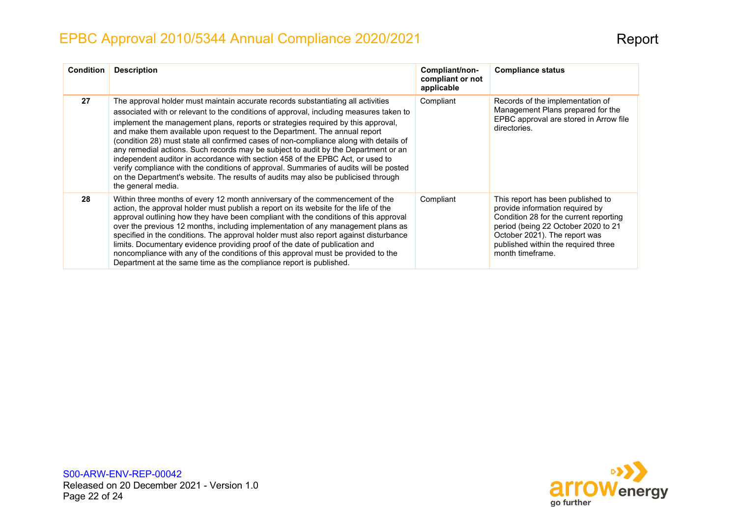| Condition | Description | Compliant/non-compliant or not applicable | Compliance status |
|---|---|---|---|
| 27 | The approval holder must maintain accurate records substantiating all activities associated with or relevant to the conditions of approval, including measures taken to implement the management plans, reports or strategies required by this approval, and make them available upon request to the Department. The annual report (condition 28) must state all confirmed cases of non-compliance along with details of any remedial actions. Such records may be subject to audit by the Department or an independent auditor in accordance with section 458 of the EPBC Act, or used to verify compliance with the conditions of approval. Summaries of audits will be posted on the Department's website. The results of audits may also be publicised through the general media. | Compliant | Records of the implementation of Management Plans prepared for the EPBC approval are stored in Arrow file directories. |
| 28 | Within three months of every 12 month anniversary of the commencement of the action, the approval holder must publish a report on its website for the life of the approval outlining how they have been compliant with the conditions of this approval over the previous 12 months, including implementation of any management plans as specified in the conditions. The approval holder must also report against disturbance limits. Documentary evidence providing proof of the date of publication and noncompliance with any of the conditions of this approval must be provided to the Department at the same time as the compliance report is published. | Compliant | This report has been published to provide information required by Condition 28 for the current reporting period (being 22 October 2020 to 21 October 2021). The report was published within the required three month timeframe. |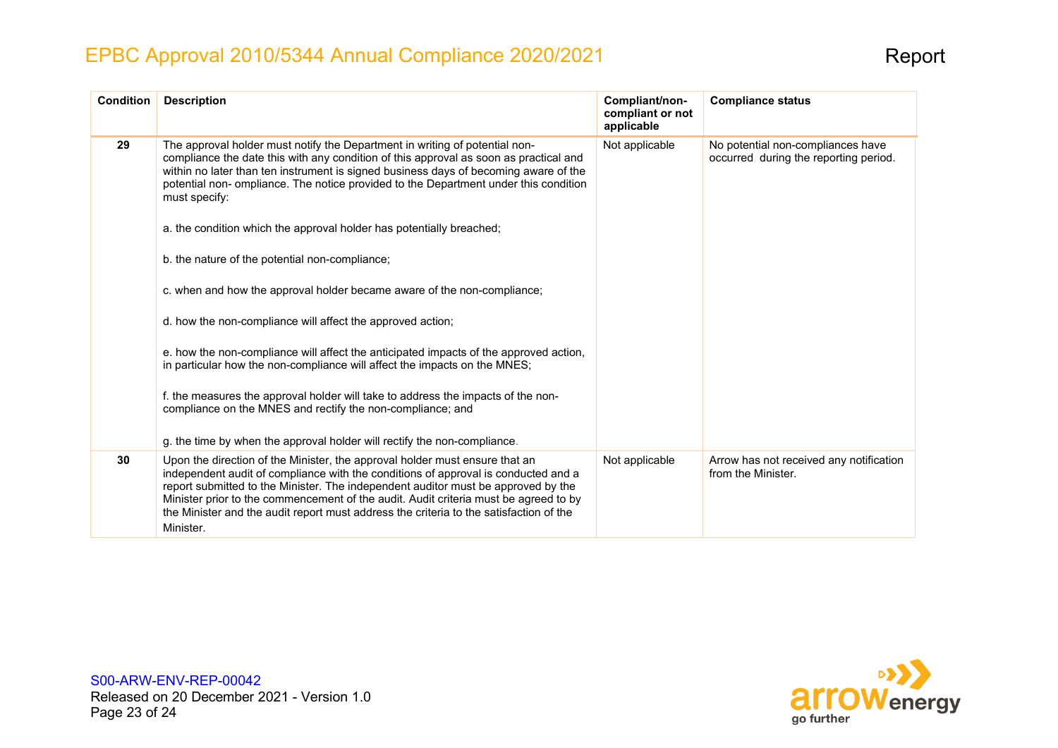| Condition | Description | Compliant/non-compliant or not applicable | Compliance status |
|---|---|---|---|
| 29 | The approval holder must notify the Department in writing of potential non-compliance the date this with any condition of this approval as soon as practical and within no later than ten instrument is signed business days of becoming aware of the potential non- ompliance. The notice provided to the Department under this condition must specify:<br><br>a. the condition which the approval holder has potentially breached;<br><br>b. the nature of the potential non-compliance;<br><br>c. when and how the approval holder became aware of the non-compliance;<br><br>d. how the non-compliance will affect the approved action;<br><br>e. how the non-compliance will affect the anticipated impacts of the approved action, in particular how the non-compliance will affect the impacts on the MNES;<br><br>f. the measures the approval holder will take to address the impacts of the non-compliance on the MNES and rectify the non-compliance; and<br><br>g. the time by when the approval holder will rectify the non-compliance. | Not applicable | No potential non-compliances have occurred during the reporting period. |
| 30 | Upon the direction of the Minister, the approval holder must ensure that an independent audit of compliance with the conditions of approval is conducted and a report submitted to the Minister. The independent auditor must be approved by the Minister prior to the commencement of the audit. Audit criteria must be agreed to by the Minister and the audit report must address the criteria to the satisfaction of the Minister. | Not applicable | Arrow has not received any notification from the Minister. |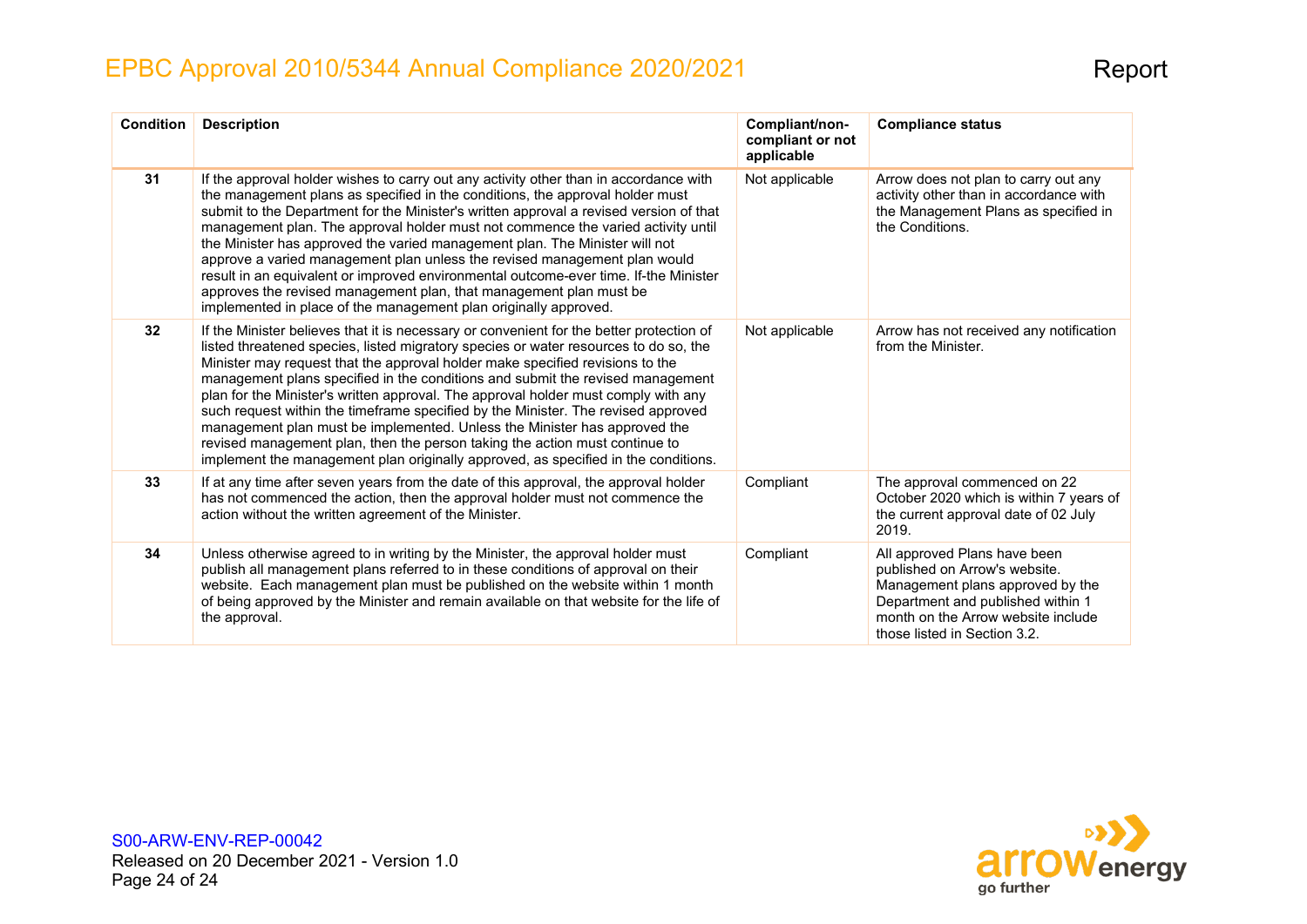| Condition | Description | Compliant/non-compliant or not applicable | Compliance status |
|---|---|---|---|
| 31 | If the approval holder wishes to carry out any activity other than in accordance with the management plans as specified in the conditions, the approval holder must submit to the Department for the Minister's written approval a revised version of that management plan. The approval holder must not commence the varied activity until the Minister has approved the varied management plan. The Minister will not approve a varied management plan unless the revised management plan would result in an equivalent or improved environmental outcome-ever time. If-the Minister approves the revised management plan, that management plan must be implemented in place of the management plan originally approved. | Not applicable | Arrow does not plan to carry out any activity other than in accordance with the Management Plans as specified in the Conditions. |
| 32 | If the Minister believes that it is necessary or convenient for the better protection of listed threatened species, listed migratory species or water resources to do so, the Minister may request that the approval holder make specified revisions to the management plans specified in the conditions and submit the revised management plan for the Minister's written approval. The approval holder must comply with any such request within the timeframe specified by the Minister. The revised approved management plan must be implemented. Unless the Minister has approved the revised management plan, then the person taking the action must continue to implement the management plan originally approved, as specified in the conditions. | Not applicable | Arrow has not received any notification from the Minister. |
| 33 | If at any time after seven years from the date of this approval, the approval holder has not commenced the action, then the approval holder must not commence the action without the written agreement of the Minister. | Compliant | The approval commenced on 22 October 2020 which is within 7 years of the current approval date of 02 July 2019. |
| 34 | Unless otherwise agreed to in writing by the Minister, the approval holder must publish all management plans referred to in these conditions of approval on their website. Each management plan must be published on the website within 1 month of being approved by the Minister and remain available on that website for the life of the approval. | Compliant | All approved Plans have been published on Arrow's website. Management plans approved by the Department and published within 1 month on the Arrow website include those listed in Section 3.2. |